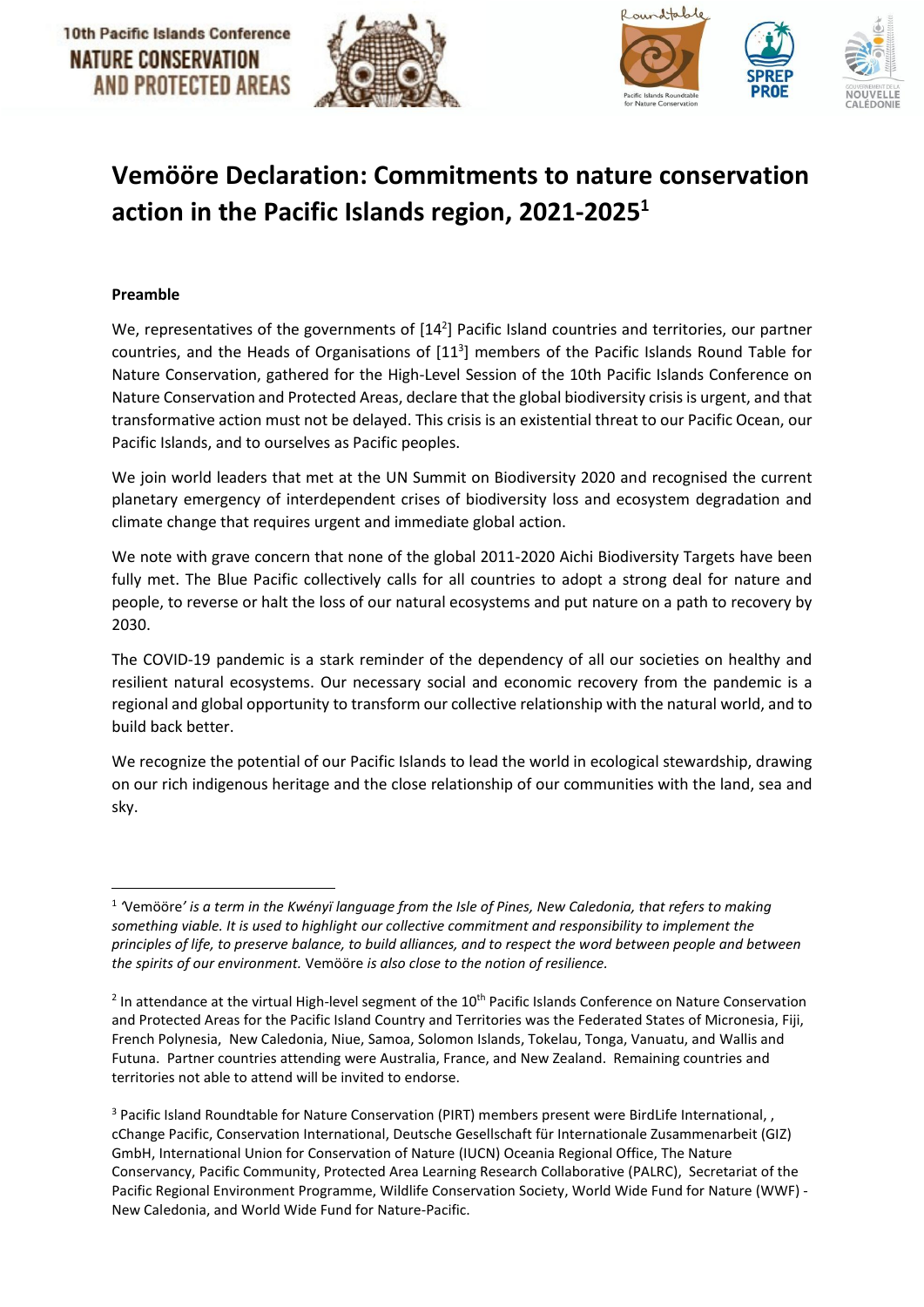# Vemööre Declaration: Commitments to nature conservation action in the Pacific Islands region, 2021-2025[1]

**Preamble**

We, representatives of the governments of [14[2]] Pacific Island countries and territories, our partner countries, and the Heads of Organisations of [11[3]] members of the Pacific Islands Round Table for Nature Conservation, gathered for the High-Level Session of the 10th Pacific Islands Conference on Nature Conservation and Protected Areas, declare that the global biodiversity crisis is urgent, and that transformative action must not be delayed. This crisis is an existential threat to our Pacific Ocean, our Pacific Islands, and to ourselves as Pacific peoples.

We join world leaders that met at the UN Summit on Biodiversity 2020 and recognised the current planetary emergency of interdependent crises of biodiversity loss and ecosystem degradation and climate change that requires urgent and immediate global action.

We note with grave concern that none of the global 2011-2020 Aichi Biodiversity Targets have been fully met. The Blue Pacific collectively calls for all countries to adopt a strong deal for nature and people, to reverse or halt the loss of our natural ecosystems and put nature on a path to recovery by 2030.

The COVID-19 pandemic is a stark reminder of the dependency of all our societies on healthy and resilient natural ecosystems. Our necessary social and economic recovery from the pandemic is a regional and global opportunity to transform our collective relationship with the natural world, and to build back better.

We recognize the potential of our Pacific Islands to lead the world in ecological stewardship, drawing on our rich indigenous heritage and the close relationship of our communities with the land, sea and sky.

---

[1] *'Vemööre' is a term in the Kwényï language from the Isle of Pines, New Caledonia, that refers to making something viable. It is used to highlight our collective commitment and responsibility to implement the principles of life, to preserve balance, to build alliances, and to respect the word between people and between the spirits of our environment.* Vemööre *is also close to the notion of resilience.*

[2] In attendance at the virtual High-level segment of the 10th Pacific Islands Conference on Nature Conservation and Protected Areas for the Pacific Island Country and Territories was the Federated States of Micronesia, Fiji, French Polynesia, New Caledonia, Niue, Samoa, Solomon Islands, Tokelau, Tonga, Vanuatu, and Wallis and Futuna. Partner countries attending were Australia, France, and New Zealand. Remaining countries and territories not able to attend will be invited to endorse.

[3] Pacific Island Roundtable for Nature Conservation (PIRT) members present were BirdLife International, , cChange Pacific, Conservation International, Deutsche Gesellschaft für Internationale Zusammenarbeit (GIZ) GmbH, International Union for Conservation of Nature (IUCN) Oceania Regional Office, The Nature Conservancy, Pacific Community, Protected Area Learning Research Collaborative (PALRC), Secretariat of the Pacific Regional Environment Programme, Wildlife Conservation Society, World Wide Fund for Nature (WWF) - New Caledonia, and World Wide Fund for Nature-Pacific.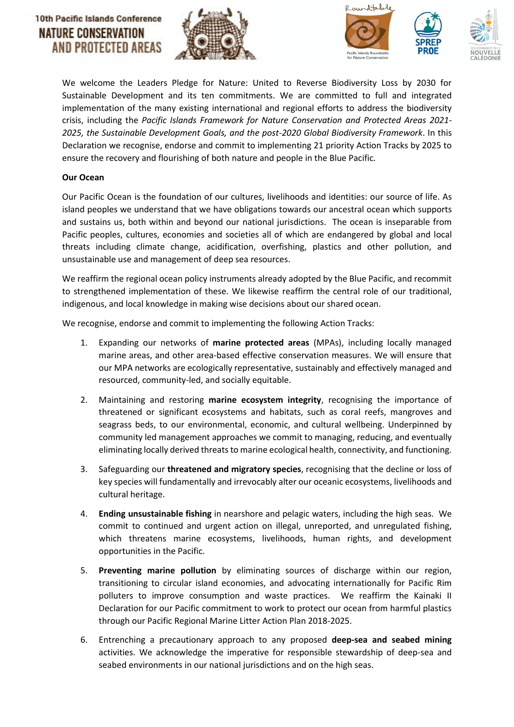We welcome the Leaders Pledge for Nature: United to Reverse Biodiversity Loss by 2030 for Sustainable Development and its ten commitments. We are committed to full and integrated implementation of the many existing international and regional efforts to address the biodiversity crisis, including the *Pacific Islands Framework for Nature Conservation and Protected Areas 2021-2025, the Sustainable Development Goals, and the post-2020 Global Biodiversity Framework*. In this Declaration we recognise, endorse and commit to implementing 21 priority Action Tracks by 2025 to ensure the recovery and flourishing of both nature and people in the Blue Pacific.

**Our Ocean**

Our Pacific Ocean is the foundation of our cultures, livelihoods and identities: our source of life. As island peoples we understand that we have obligations towards our ancestral ocean which supports and sustains us, both within and beyond our national jurisdictions. The ocean is inseparable from Pacific peoples, cultures, economies and societies all of which are endangered by global and local threats including climate change, acidification, overfishing, plastics and other pollution, and unsustainable use and management of deep sea resources.

We reaffirm the regional ocean policy instruments already adopted by the Blue Pacific, and recommit to strengthened implementation of these. We likewise reaffirm the central role of our traditional, indigenous, and local knowledge in making wise decisions about our shared ocean.

We recognise, endorse and commit to implementing the following Action Tracks:

1. Expanding our networks of **marine protected areas** (MPAs), including locally managed marine areas, and other area-based effective conservation measures. We will ensure that our MPA networks are ecologically representative, sustainably and effectively managed and resourced, community-led, and socially equitable.
2. Maintaining and restoring **marine ecosystem integrity**, recognising the importance of threatened or significant ecosystems and habitats, such as coral reefs, mangroves and seagrass beds, to our environmental, economic, and cultural wellbeing. Underpinned by community led management approaches we commit to managing, reducing, and eventually eliminating locally derived threats to marine ecological health, connectivity, and functioning.
3. Safeguarding our **threatened and migratory species**, recognising that the decline or loss of key species will fundamentally and irrevocably alter our oceanic ecosystems, livelihoods and cultural heritage.
4. **Ending unsustainable fishing** in nearshore and pelagic waters, including the high seas. We commit to continued and urgent action on illegal, unreported, and unregulated fishing, which threatens marine ecosystems, livelihoods, human rights, and development opportunities in the Pacific.
5. **Preventing marine pollution** by eliminating sources of discharge within our region, transitioning to circular island economies, and advocating internationally for Pacific Rim polluters to improve consumption and waste practices. We reaffirm the Kainaki II Declaration for our Pacific commitment to work to protect our ocean from harmful plastics through our Pacific Regional Marine Litter Action Plan 2018-2025.
6. Entrenching a precautionary approach to any proposed **deep-sea and seabed mining** activities. We acknowledge the imperative for responsible stewardship of deep-sea and seabed environments in our national jurisdictions and on the high seas.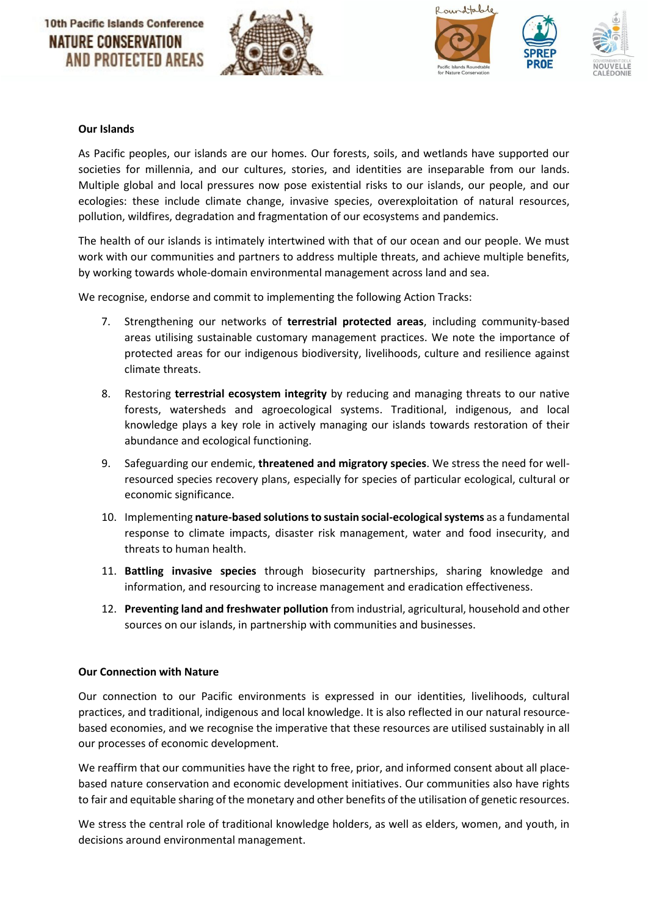## Our Islands

As Pacific peoples, our islands are our homes. Our forests, soils, and wetlands have supported our societies for millennia, and our cultures, stories, and identities are inseparable from our lands. Multiple global and local pressures now pose existential risks to our islands, our people, and our ecologies: these include climate change, invasive species, overexploitation of natural resources, pollution, wildfires, degradation and fragmentation of our ecosystems and pandemics.

The health of our islands is intimately intertwined with that of our ocean and our people. We must work with our communities and partners to address multiple threats, and achieve multiple benefits, by working towards whole-domain environmental management across land and sea.

We recognise, endorse and commit to implementing the following Action Tracks:

7. Strengthening our networks of **terrestrial protected areas**, including community-based areas utilising sustainable customary management practices. We note the importance of protected areas for our indigenous biodiversity, livelihoods, culture and resilience against climate threats.
8. Restoring **terrestrial ecosystem integrity** by reducing and managing threats to our native forests, watersheds and agroecological systems. Traditional, indigenous, and local knowledge plays a key role in actively managing our islands towards restoration of their abundance and ecological functioning.
9. Safeguarding our endemic, **threatened and migratory species**. We stress the need for well-resourced species recovery plans, especially for species of particular ecological, cultural or economic significance.
10. Implementing **nature-based solutions to sustain social-ecological systems** as a fundamental response to climate impacts, disaster risk management, water and food insecurity, and threats to human health.
11. **Battling invasive species** through biosecurity partnerships, sharing knowledge and information, and resourcing to increase management and eradication effectiveness.
12. **Preventing land and freshwater pollution** from industrial, agricultural, household and other sources on our islands, in partnership with communities and businesses.

## Our Connection with Nature

Our connection to our Pacific environments is expressed in our identities, livelihoods, cultural practices, and traditional, indigenous and local knowledge. It is also reflected in our natural resource-based economies, and we recognise the imperative that these resources are utilised sustainably in all our processes of economic development.

We reaffirm that our communities have the right to free, prior, and informed consent about all place-based nature conservation and economic development initiatives. Our communities also have rights to fair and equitable sharing of the monetary and other benefits of the utilisation of genetic resources.

We stress the central role of traditional knowledge holders, as well as elders, women, and youth, in decisions around environmental management.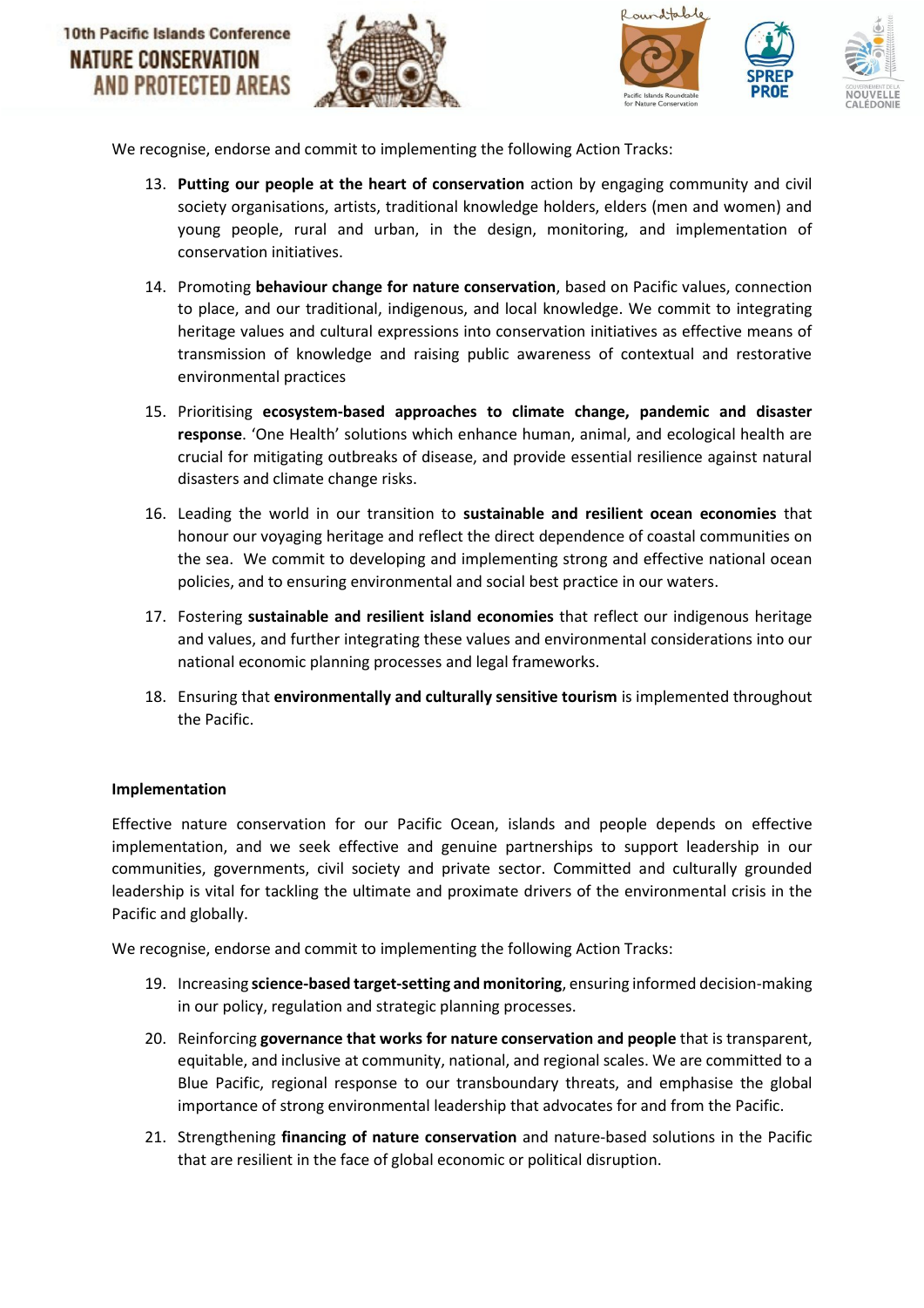We recognise, endorse and commit to implementing the following Action Tracks:

13. **Putting our people at the heart of conservation** action by engaging community and civil society organisations, artists, traditional knowledge holders, elders (men and women) and young people, rural and urban, in the design, monitoring, and implementation of conservation initiatives.
14. Promoting **behaviour change for nature conservation**, based on Pacific values, connection to place, and our traditional, indigenous, and local knowledge. We commit to integrating heritage values and cultural expressions into conservation initiatives as effective means of transmission of knowledge and raising public awareness of contextual and restorative environmental practices
15. Prioritising **ecosystem-based approaches to climate change, pandemic and disaster response**. 'One Health' solutions which enhance human, animal, and ecological health are crucial for mitigating outbreaks of disease, and provide essential resilience against natural disasters and climate change risks.
16. Leading the world in our transition to **sustainable and resilient ocean economies** that honour our voyaging heritage and reflect the direct dependence of coastal communities on the sea. We commit to developing and implementing strong and effective national ocean policies, and to ensuring environmental and social best practice in our waters.
17. Fostering **sustainable and resilient island economies** that reflect our indigenous heritage and values, and further integrating these values and environmental considerations into our national economic planning processes and legal frameworks.
18. Ensuring that **environmentally and culturally sensitive tourism** is implemented throughout the Pacific.

**Implementation**

Effective nature conservation for our Pacific Ocean, islands and people depends on effective implementation, and we seek effective and genuine partnerships to support leadership in our communities, governments, civil society and private sector. Committed and culturally grounded leadership is vital for tackling the ultimate and proximate drivers of the environmental crisis in the Pacific and globally.

We recognise, endorse and commit to implementing the following Action Tracks:

19. Increasing **science-based target-setting and monitoring**, ensuring informed decision-making in our policy, regulation and strategic planning processes.
20. Reinforcing **governance that works for nature conservation and people** that is transparent, equitable, and inclusive at community, national, and regional scales. We are committed to a Blue Pacific, regional response to our transboundary threats, and emphasise the global importance of strong environmental leadership that advocates for and from the Pacific.
21. Strengthening **financing of nature conservation** and nature-based solutions in the Pacific that are resilient in the face of global economic or political disruption.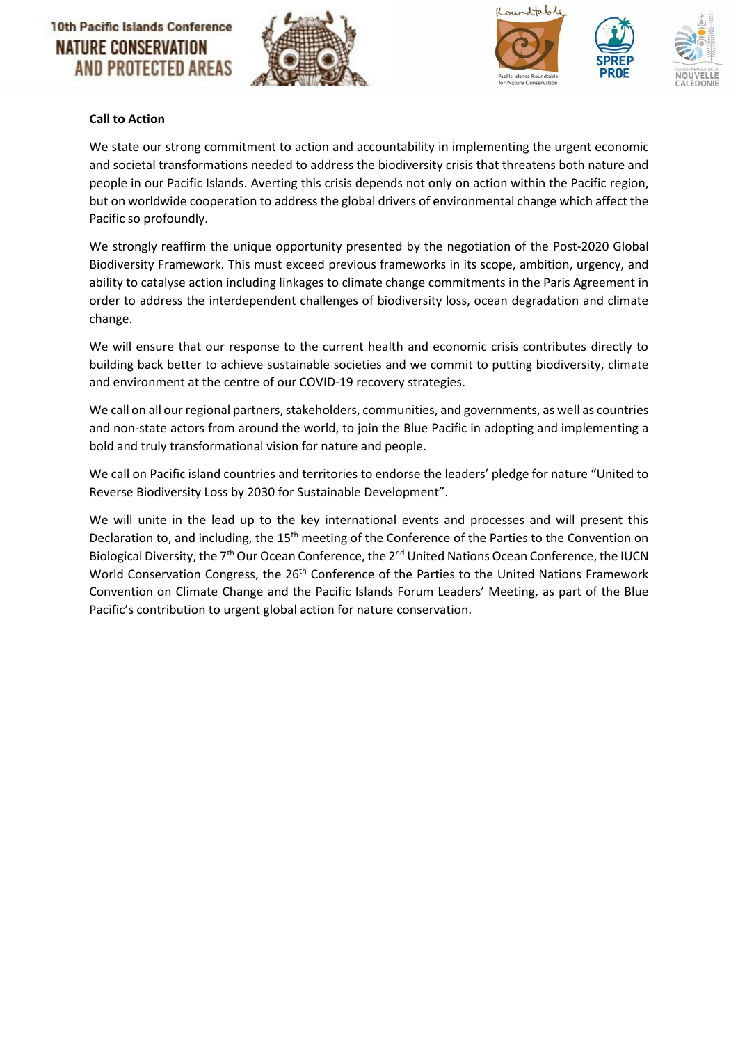**Call to Action**

We state our strong commitment to action and accountability in implementing the urgent economic and societal transformations needed to address the biodiversity crisis that threatens both nature and people in our Pacific Islands. Averting this crisis depends not only on action within the Pacific region, but on worldwide cooperation to address the global drivers of environmental change which affect the Pacific so profoundly.

We strongly reaffirm the unique opportunity presented by the negotiation of the Post-2020 Global Biodiversity Framework. This must exceed previous frameworks in its scope, ambition, urgency, and ability to catalyse action including linkages to climate change commitments in the Paris Agreement in order to address the interdependent challenges of biodiversity loss, ocean degradation and climate change.

We will ensure that our response to the current health and economic crisis contributes directly to building back better to achieve sustainable societies and we commit to putting biodiversity, climate and environment at the centre of our COVID-19 recovery strategies.

We call on all our regional partners, stakeholders, communities, and governments, as well as countries and non-state actors from around the world, to join the Blue Pacific in adopting and implementing a bold and truly transformational vision for nature and people.

We call on Pacific island countries and territories to endorse the leaders' pledge for nature "United to Reverse Biodiversity Loss by 2030 for Sustainable Development".

We will unite in the lead up to the key international events and processes and will present this Declaration to, and including, the 15th meeting of the Conference of the Parties to the Convention on Biological Diversity, the 7th Our Ocean Conference, the 2nd United Nations Ocean Conference, the IUCN World Conservation Congress, the 26th Conference of the Parties to the United Nations Framework Convention on Climate Change and the Pacific Islands Forum Leaders' Meeting, as part of the Blue Pacific's contribution to urgent global action for nature conservation.